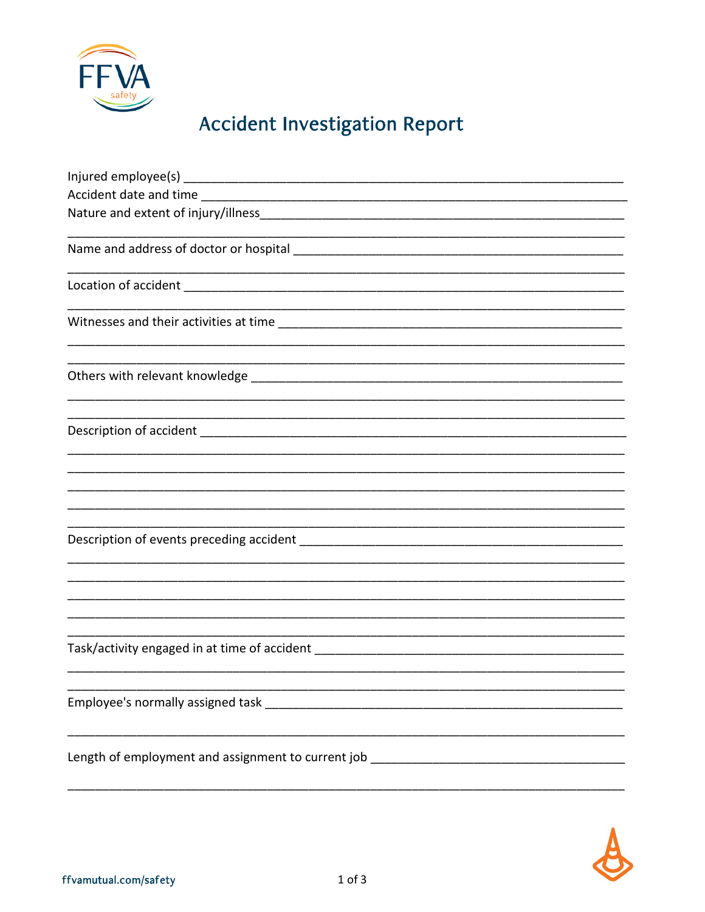FFVA safety

# Accident Investigation Report

Injured employee(s) ___________________________________________________________________

Accident date and time ___________________________________________________________________

Nature and extent of injury/illness_______________________________________________________

___________________________________________________________________________________

Name and address of doctor or hospital ____________________________________________________

___________________________________________________________________________________

Location of accident ______________________________________________________________________

___________________________________________________________________________________

Witnesses and their activities at time _____________________________________________________

___________________________________________________________________________________

___________________________________________________________________________________

Others with relevant knowledge __________________________________________________________

___________________________________________________________________________________

___________________________________________________________________________________

Description of accident ___________________________________________________________________

___________________________________________________________________________________

___________________________________________________________________________________

___________________________________________________________________________________

___________________________________________________________________________________

___________________________________________________________________________________

Description of events preceding accident ___________________________________________________

___________________________________________________________________________________

___________________________________________________________________________________

___________________________________________________________________________________

___________________________________________________________________________________

___________________________________________________________________________________

Task/activity engaged in at time of accident _________________________________________________

___________________________________________________________________________________

___________________________________________________________________________________

Employee's normally assigned task ________________________________________________________

___________________________________________________________________________________

Length of employment and assignment to current job __________________________________________

___________________________________________________________________________________

ffvamutual.com/safety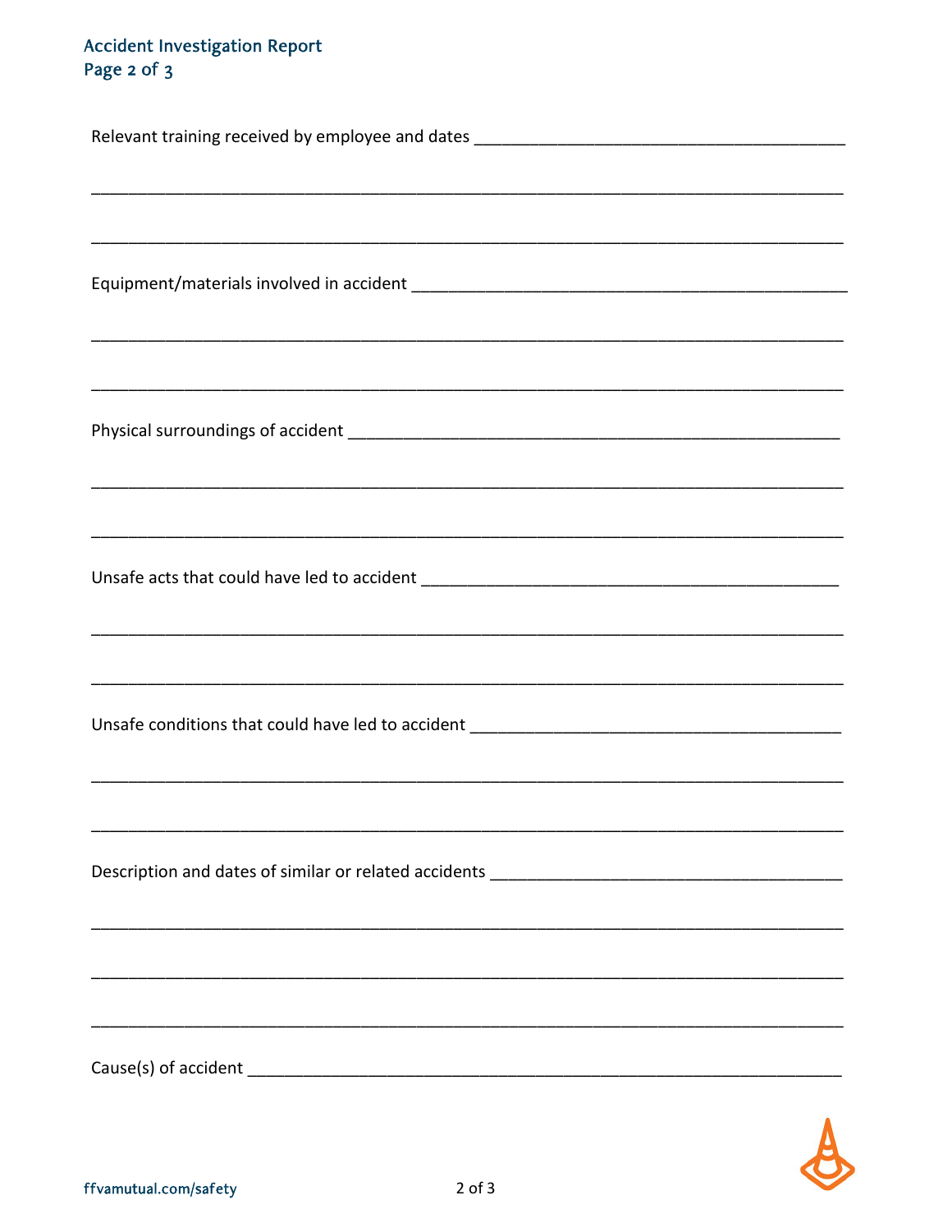Relevant training received by employee and dates ________________________________________

_____________________________________________________________________________________

_____________________________________________________________________________________

Equipment/materials involved in accident __________________________________________________

_____________________________________________________________________________________

_____________________________________________________________________________________

Physical surroundings of accident _______________________________________________________

_____________________________________________________________________________________

_____________________________________________________________________________________

Unsafe acts that could have led to accident _______________________________________________

_____________________________________________________________________________________

_____________________________________________________________________________________

Unsafe conditions that could have led to accident __________________________________________

_____________________________________________________________________________________

_____________________________________________________________________________________

Description and dates of similar or related accidents _______________________________________

_____________________________________________________________________________________

_____________________________________________________________________________________

_____________________________________________________________________________________

Cause(s) of accident ___________________________________________________________________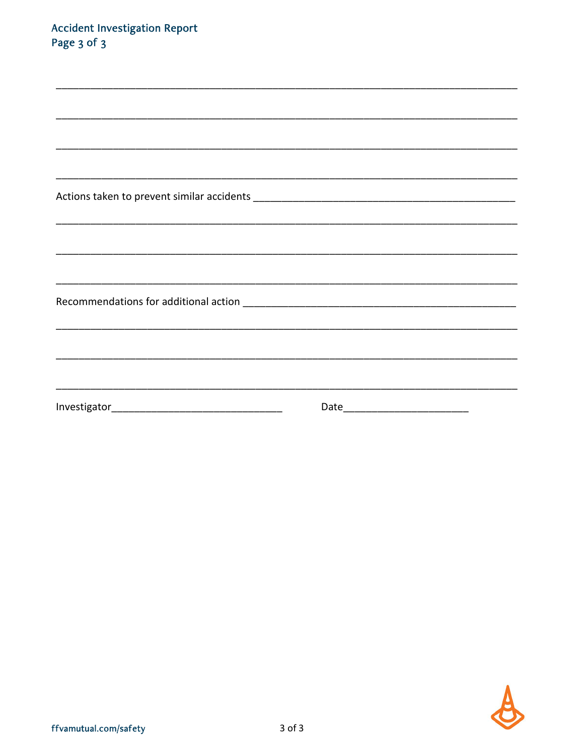\_\_\_\_\_\_\_\_\_\_\_\_\_\_\_\_\_\_\_\_\_\_\_\_\_\_\_\_\_\_\_\_\_\_\_\_\_\_\_\_\_\_\_\_\_\_\_\_\_\_\_\_\_\_\_\_\_\_\_\_\_\_\_\_\_\_\_\_\_\_\_\_\_\_\_\_\_\_\_\_

\_\_\_\_\_\_\_\_\_\_\_\_\_\_\_\_\_\_\_\_\_\_\_\_\_\_\_\_\_\_\_\_\_\_\_\_\_\_\_\_\_\_\_\_\_\_\_\_\_\_\_\_\_\_\_\_\_\_\_\_\_\_\_\_\_\_\_\_\_\_\_\_\_\_\_\_\_\_\_\_

\_\_\_\_\_\_\_\_\_\_\_\_\_\_\_\_\_\_\_\_\_\_\_\_\_\_\_\_\_\_\_\_\_\_\_\_\_\_\_\_\_\_\_\_\_\_\_\_\_\_\_\_\_\_\_\_\_\_\_\_\_\_\_\_\_\_\_\_\_\_\_\_\_\_\_\_\_\_\_\_

\_\_\_\_\_\_\_\_\_\_\_\_\_\_\_\_\_\_\_\_\_\_\_\_\_\_\_\_\_\_\_\_\_\_\_\_\_\_\_\_\_\_\_\_\_\_\_\_\_\_\_\_\_\_\_\_\_\_\_\_\_\_\_\_\_\_\_\_\_\_\_\_\_\_\_\_\_\_\_\_

Actions taken to prevent similar accidents \_\_\_\_\_\_\_\_\_\_\_\_\_\_\_\_\_\_\_\_\_\_\_\_\_\_\_\_\_\_\_\_\_\_\_\_\_\_\_\_\_\_\_\_\_\_

\_\_\_\_\_\_\_\_\_\_\_\_\_\_\_\_\_\_\_\_\_\_\_\_\_\_\_\_\_\_\_\_\_\_\_\_\_\_\_\_\_\_\_\_\_\_\_\_\_\_\_\_\_\_\_\_\_\_\_\_\_\_\_\_\_\_\_\_\_\_\_\_\_\_\_\_\_\_\_\_

\_\_\_\_\_\_\_\_\_\_\_\_\_\_\_\_\_\_\_\_\_\_\_\_\_\_\_\_\_\_\_\_\_\_\_\_\_\_\_\_\_\_\_\_\_\_\_\_\_\_\_\_\_\_\_\_\_\_\_\_\_\_\_\_\_\_\_\_\_\_\_\_\_\_\_\_\_\_\_\_

\_\_\_\_\_\_\_\_\_\_\_\_\_\_\_\_\_\_\_\_\_\_\_\_\_\_\_\_\_\_\_\_\_\_\_\_\_\_\_\_\_\_\_\_\_\_\_\_\_\_\_\_\_\_\_\_\_\_\_\_\_\_\_\_\_\_\_\_\_\_\_\_\_\_\_\_\_\_\_\_

Recommendations for additional action \_\_\_\_\_\_\_\_\_\_\_\_\_\_\_\_\_\_\_\_\_\_\_\_\_\_\_\_\_\_\_\_\_\_\_\_\_\_\_\_\_\_\_\_\_\_\_\_\_\_

\_\_\_\_\_\_\_\_\_\_\_\_\_\_\_\_\_\_\_\_\_\_\_\_\_\_\_\_\_\_\_\_\_\_\_\_\_\_\_\_\_\_\_\_\_\_\_\_\_\_\_\_\_\_\_\_\_\_\_\_\_\_\_\_\_\_\_\_\_\_\_\_\_\_\_\_\_\_\_\_

\_\_\_\_\_\_\_\_\_\_\_\_\_\_\_\_\_\_\_\_\_\_\_\_\_\_\_\_\_\_\_\_\_\_\_\_\_\_\_\_\_\_\_\_\_\_\_\_\_\_\_\_\_\_\_\_\_\_\_\_\_\_\_\_\_\_\_\_\_\_\_\_\_\_\_\_\_\_\_\_

\_\_\_\_\_\_\_\_\_\_\_\_\_\_\_\_\_\_\_\_\_\_\_\_\_\_\_\_\_\_\_\_\_\_\_\_\_\_\_\_\_\_\_\_\_\_\_\_\_\_\_\_\_\_\_\_\_\_\_\_\_\_\_\_\_\_\_\_\_\_\_\_\_\_\_\_\_\_\_\_

Investigator\_\_\_\_\_\_\_\_\_\_\_\_\_\_\_\_\_\_\_\_\_\_\_\_\_\_\_\_\_\_\_ Date\_\_\_\_\_\_\_\_\_\_\_\_\_\_\_\_\_\_\_\_\_\_

ffvamutual.com/safety